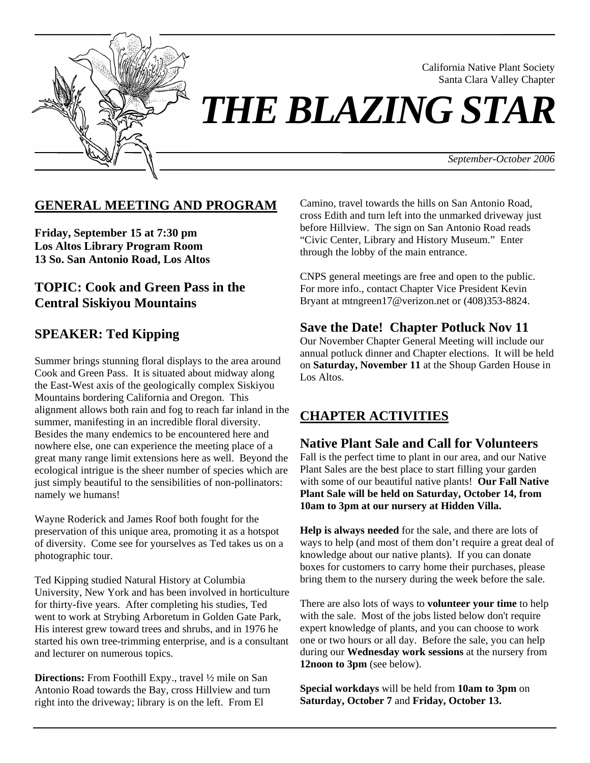California Native Plant Society
Santa Clara Valley Chapter

# *THE BLAZING STAR*

*September-October 2006*

## GENERAL MEETING AND PROGRAM

**Friday, September 15 at 7:30 pm**
**Los Altos Library Program Room**
**13 So. San Antonio Road, Los Altos**

### TOPIC: Cook and Green Pass in the Central Siskiyou Mountains

### SPEAKER: Ted Kipping

Summer brings stunning floral displays to the area around Cook and Green Pass. It is situated about midway along the East-West axis of the geologically complex Siskiyou Mountains bordering California and Oregon. This alignment allows both rain and fog to reach far inland in the summer, manifesting in an incredible floral diversity. Besides the many endemics to be encountered here and nowhere else, one can experience the meeting place of a great many range limit extensions here as well. Beyond the ecological intrigue is the sheer number of species which are just simply beautiful to the sensibilities of non-pollinators: namely we humans!

Wayne Roderick and James Roof both fought for the preservation of this unique area, promoting it as a hotspot of diversity. Come see for yourselves as Ted takes us on a photographic tour.

Ted Kipping studied Natural History at Columbia University, New York and has been involved in horticulture for thirty-five years. After completing his studies, Ted went to work at Strybing Arboretum in Golden Gate Park, His interest grew toward trees and shrubs, and in 1976 he started his own tree-trimming enterprise, and is a consultant and lecturer on numerous topics.

**Directions:** From Foothill Expy., travel ½ mile on San Antonio Road towards the Bay, cross Hillview and turn right into the driveway; library is on the left. From El Camino, travel towards the hills on San Antonio Road, cross Edith and turn left into the unmarked driveway just before Hillview. The sign on San Antonio Road reads "Civic Center, Library and History Museum." Enter through the lobby of the main entrance.

CNPS general meetings are free and open to the public. For more info., contact Chapter Vice President Kevin Bryant at mtngreen17@verizon.net or (408)353-8824.

### Save the Date! Chapter Potluck Nov 11

Our November Chapter General Meeting will include our annual potluck dinner and Chapter elections. It will be held on **Saturday, November 11** at the Shoup Garden House in Los Altos.

## CHAPTER ACTIVITIES

### Native Plant Sale and Call for Volunteers

Fall is the perfect time to plant in our area, and our Native Plant Sales are the best place to start filling your garden with some of our beautiful native plants! **Our Fall Native Plant Sale will be held on Saturday, October 14, from 10am to 3pm at our nursery at Hidden Villa.**

**Help is always needed** for the sale, and there are lots of ways to help (and most of them don't require a great deal of knowledge about our native plants). If you can donate boxes for customers to carry home their purchases, please bring them to the nursery during the week before the sale.

There are also lots of ways to **volunteer your time** to help with the sale. Most of the jobs listed below don't require expert knowledge of plants, and you can choose to work one or two hours or all day. Before the sale, you can help during our **Wednesday work sessions** at the nursery from **12noon to 3pm** (see below).

**Special workdays** will be held from **10am to 3pm** on **Saturday, October 7** and **Friday, October 13.**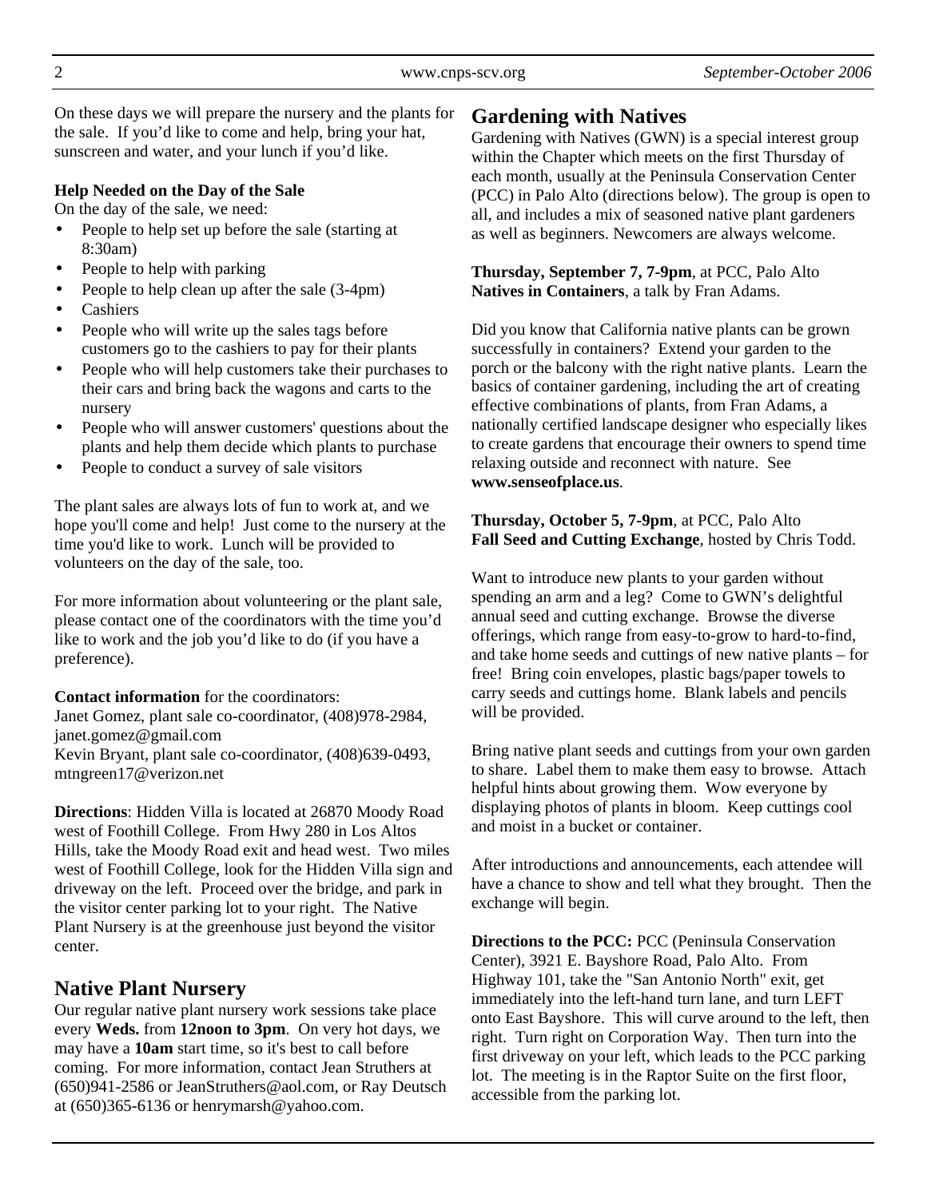On these days we will prepare the nursery and the plants for the sale. If you'd like to come and help, bring your hat, sunscreen and water, and your lunch if you'd like.

**Help Needed on the Day of the Sale**

On the day of the sale, we need:

- People to help set up before the sale (starting at 8:30am)
- People to help with parking
- People to help clean up after the sale (3-4pm)
- Cashiers
- People who will write up the sales tags before customers go to the cashiers to pay for their plants
- People who will help customers take their purchases to their cars and bring back the wagons and carts to the nursery
- People who will answer customers' questions about the plants and help them decide which plants to purchase
- People to conduct a survey of sale visitors

The plant sales are always lots of fun to work at, and we hope you'll come and help! Just come to the nursery at the time you'd like to work. Lunch will be provided to volunteers on the day of the sale, too.

For more information about volunteering or the plant sale, please contact one of the coordinators with the time you'd like to work and the job you'd like to do (if you have a preference).

**Contact information** for the coordinators:
Janet Gomez, plant sale co-coordinator, (408)978-2984, janet.gomez@gmail.com
Kevin Bryant, plant sale co-coordinator, (408)639-0493, mtngreen17@verizon.net

**Directions**: Hidden Villa is located at 26870 Moody Road west of Foothill College. From Hwy 280 in Los Altos Hills, take the Moody Road exit and head west. Two miles west of Foothill College, look for the Hidden Villa sign and driveway on the left. Proceed over the bridge, and park in the visitor center parking lot to your right. The Native Plant Nursery is at the greenhouse just beyond the visitor center.

## Native Plant Nursery

Our regular native plant nursery work sessions take place every **Weds.** from **12noon to 3pm**. On very hot days, we may have a **10am** start time, so it's best to call before coming. For more information, contact Jean Struthers at (650)941-2586 or JeanStruthers@aol.com, or Ray Deutsch at (650)365-6136 or henrymarsh@yahoo.com.

## Gardening with Natives

Gardening with Natives (GWN) is a special interest group within the Chapter which meets on the first Thursday of each month, usually at the Peninsula Conservation Center (PCC) in Palo Alto (directions below). The group is open to all, and includes a mix of seasoned native plant gardeners as well as beginners. Newcomers are always welcome.

**Thursday, September 7, 7-9pm**, at PCC, Palo Alto
**Natives in Containers**, a talk by Fran Adams.

Did you know that California native plants can be grown successfully in containers? Extend your garden to the porch or the balcony with the right native plants. Learn the basics of container gardening, including the art of creating effective combinations of plants, from Fran Adams, a nationally certified landscape designer who especially likes to create gardens that encourage their owners to spend time relaxing outside and reconnect with nature. See **www.senseofplace.us**.

**Thursday, October 5, 7-9pm**, at PCC, Palo Alto
**Fall Seed and Cutting Exchange**, hosted by Chris Todd.

Want to introduce new plants to your garden without spending an arm and a leg? Come to GWN's delightful annual seed and cutting exchange. Browse the diverse offerings, which range from easy-to-grow to hard-to-find, and take home seeds and cuttings of new native plants – for free! Bring coin envelopes, plastic bags/paper towels to carry seeds and cuttings home. Blank labels and pencils will be provided.

Bring native plant seeds and cuttings from your own garden to share. Label them to make them easy to browse. Attach helpful hints about growing them. Wow everyone by displaying photos of plants in bloom. Keep cuttings cool and moist in a bucket or container.

After introductions and announcements, each attendee will have a chance to show and tell what they brought. Then the exchange will begin.

**Directions to the PCC:** PCC (Peninsula Conservation Center), 3921 E. Bayshore Road, Palo Alto. From Highway 101, take the "San Antonio North" exit, get immediately into the left-hand turn lane, and turn LEFT onto East Bayshore. This will curve around to the left, then right. Turn right on Corporation Way. Then turn into the first driveway on your left, which leads to the PCC parking lot. The meeting is in the Raptor Suite on the first floor, accessible from the parking lot.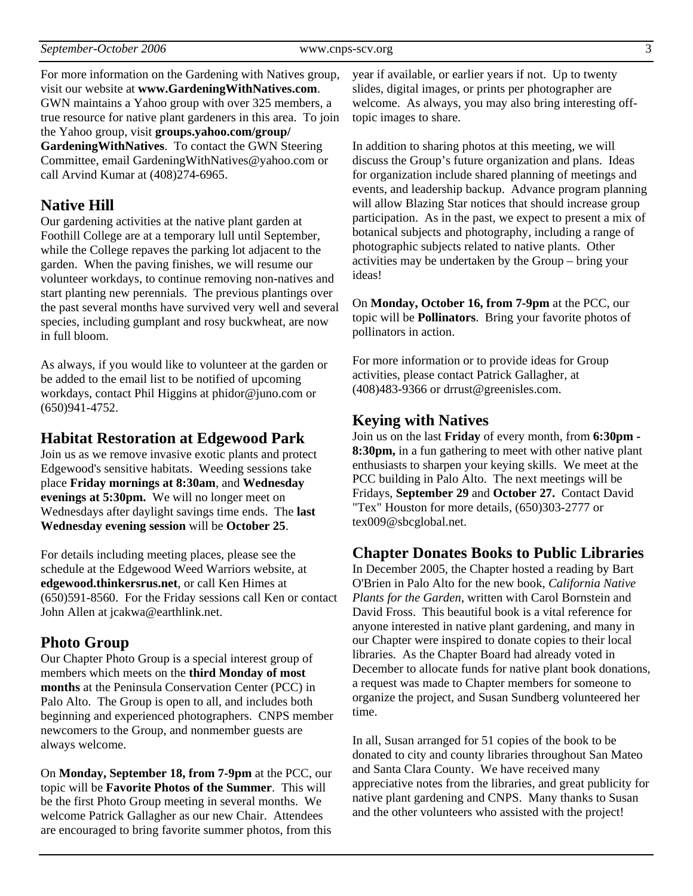For more information on the Gardening with Natives group, visit our website at **www.GardeningWithNatives.com**. GWN maintains a Yahoo group with over 325 members, a true resource for native plant gardeners in this area. To join the Yahoo group, visit **groups.yahoo.com/group/ GardeningWithNatives**. To contact the GWN Steering Committee, email GardeningWithNatives@yahoo.com or call Arvind Kumar at (408)274-6965.

## Native Hill

Our gardening activities at the native plant garden at Foothill College are at a temporary lull until September, while the College repaves the parking lot adjacent to the garden. When the paving finishes, we will resume our volunteer workdays, to continue removing non-natives and start planting new perennials. The previous plantings over the past several months have survived very well and several species, including gumplant and rosy buckwheat, are now in full bloom.

As always, if you would like to volunteer at the garden or be added to the email list to be notified of upcoming workdays, contact Phil Higgins at phidor@juno.com or (650)941-4752.

## Habitat Restoration at Edgewood Park

Join us as we remove invasive exotic plants and protect Edgewood's sensitive habitats. Weeding sessions take place **Friday mornings at 8:30am**, and **Wednesday evenings at 5:30pm.** We will no longer meet on Wednesdays after daylight savings time ends. The **last Wednesday evening session** will be **October 25**.

For details including meeting places, please see the schedule at the Edgewood Weed Warriors website, at **edgewood.thinkersrus.net**, or call Ken Himes at (650)591-8560. For the Friday sessions call Ken or contact John Allen at jcakwa@earthlink.net.

## Photo Group

Our Chapter Photo Group is a special interest group of members which meets on the **third Monday of most months** at the Peninsula Conservation Center (PCC) in Palo Alto. The Group is open to all, and includes both beginning and experienced photographers. CNPS member newcomers to the Group, and nonmember guests are always welcome.

On **Monday, September 18, from 7-9pm** at the PCC, our topic will be **Favorite Photos of the Summer**. This will be the first Photo Group meeting in several months. We welcome Patrick Gallagher as our new Chair. Attendees are encouraged to bring favorite summer photos, from this year if available, or earlier years if not. Up to twenty slides, digital images, or prints per photographer are welcome. As always, you may also bring interesting off-topic images to share.

In addition to sharing photos at this meeting, we will discuss the Group's future organization and plans. Ideas for organization include shared planning of meetings and events, and leadership backup. Advance program planning will allow Blazing Star notices that should increase group participation. As in the past, we expect to present a mix of botanical subjects and photography, including a range of photographic subjects related to native plants. Other activities may be undertaken by the Group – bring your ideas!

On **Monday, October 16, from 7-9pm** at the PCC, our topic will be **Pollinators**. Bring your favorite photos of pollinators in action.

For more information or to provide ideas for Group activities, please contact Patrick Gallagher, at (408)483-9366 or drrust@greenisles.com.

## Keying with Natives

Join us on the last **Friday** of every month, from **6:30pm - 8:30pm,** in a fun gathering to meet with other native plant enthusiasts to sharpen your keying skills. We meet at the PCC building in Palo Alto. The next meetings will be Fridays, **September 29** and **October 27.** Contact David "Tex" Houston for more details, (650)303-2777 or tex009@sbcglobal.net.

## Chapter Donates Books to Public Libraries

In December 2005, the Chapter hosted a reading by Bart O'Brien in Palo Alto for the new book, *California Native Plants for the Garden*, written with Carol Bornstein and David Fross. This beautiful book is a vital reference for anyone interested in native plant gardening, and many in our Chapter were inspired to donate copies to their local libraries. As the Chapter Board had already voted in December to allocate funds for native plant book donations, a request was made to Chapter members for someone to organize the project, and Susan Sundberg volunteered her time.

In all, Susan arranged for 51 copies of the book to be donated to city and county libraries throughout San Mateo and Santa Clara County. We have received many appreciative notes from the libraries, and great publicity for native plant gardening and CNPS. Many thanks to Susan and the other volunteers who assisted with the project!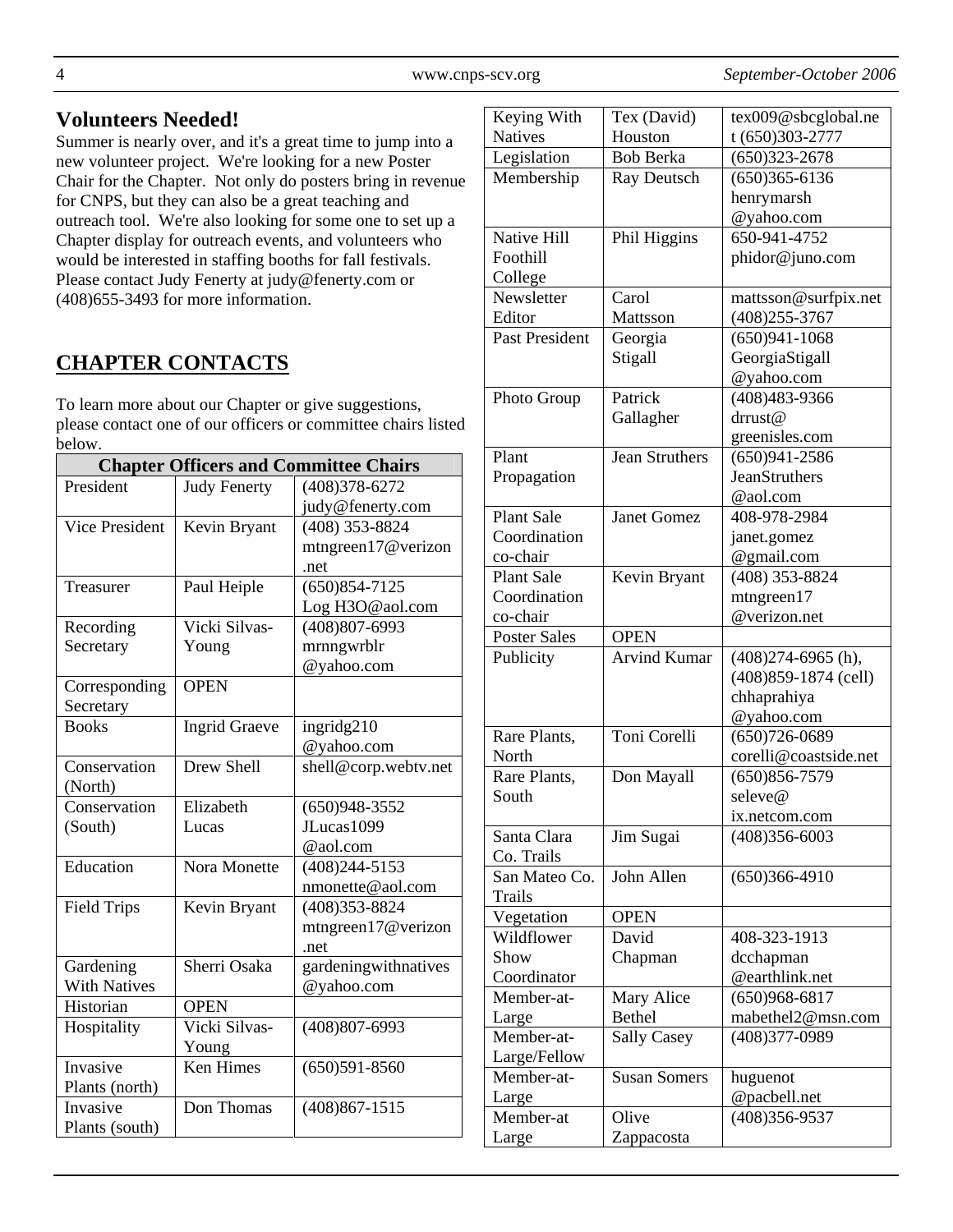## Volunteers Needed!

Summer is nearly over, and it's a great time to jump into a new volunteer project. We're looking for a new Poster Chair for the Chapter. Not only do posters bring in revenue for CNPS, but they can also be a great teaching and outreach tool. We're also looking for some one to set up a Chapter display for outreach events, and volunteers who would be interested in staffing booths for fall festivals. Please contact Judy Fenerty at judy@fenerty.com or (408)655-3493 for more information.

## CHAPTER CONTACTS

To learn more about our Chapter or give suggestions, please contact one of our officers or committee chairs listed below.

| Chapter Officers and Committee Chairs | | |
|---|---|---|
| President | Judy Fenerty | (408)378-6272 judy@fenerty.com |
| Vice President | Kevin Bryant | (408) 353-8824 mtngreen17@verizon.net |
| Treasurer | Paul Heiple | (650)854-7125 Log H3O@aol.com |
| Recording Secretary | Vicki Silvas-Young | (408)807-6993 mrnngwrblr@yahoo.com |
| Corresponding Secretary | OPEN | |
| Books | Ingrid Graeve | ingridg210@yahoo.com |
| Conservation (North) | Drew Shell | shell@corp.webtv.net |
| Conservation (South) | Elizabeth Lucas | (650)948-3552 JLucas1099@aol.com |
| Education | Nora Monette | (408)244-5153 nmonette@aol.com |
| Field Trips | Kevin Bryant | (408)353-8824 mtngreen17@verizon.net |
| Gardening With Natives | Sherri Osaka | gardeningwithnatives@yahoo.com |
| Historian | OPEN | |
| Hospitality | Vicki Silvas-Young | (408)807-6993 |
| Invasive Plants (north) | Ken Himes | (650)591-8560 |
| Invasive Plants (south) | Don Thomas | (408)867-1515 |
| Keying With Natives | Tex (David) Houston | tex009@sbcglobal.net (650)303-2777 |
| Legislation | Bob Berka | (650)323-2678 |
| Membership | Ray Deutsch | (650)365-6136 henrymarsh@yahoo.com |
| Native Hill Foothill College | Phil Higgins | 650-941-4752 phidor@juno.com |
| Newsletter Editor | Carol Mattsson | mattsson@surfpix.net (408)255-3767 |
| Past President | Georgia Stigall | (650)941-1068 GeorgiaStigall@yahoo.com |
| Photo Group | Patrick Gallagher | (408)483-9366 drrust@greenisles.com |
| Plant Propagation | Jean Struthers | (650)941-2586 JeanStruthers@aol.com |
| Plant Sale Coordination co-chair | Janet Gomez | 408-978-2984 janet.gomez@gmail.com |
| Plant Sale Coordination co-chair | Kevin Bryant | (408) 353-8824 mtngreen17@verizon.net |
| Poster Sales | OPEN | |
| Publicity | Arvind Kumar | (408)274-6965 (h), (408)859-1874 (cell) chhaprahiya@yahoo.com |
| Rare Plants, North | Toni Corelli | (650)726-0689 corelli@coastside.net |
| Rare Plants, South | Don Mayall | (650)856-7579 seleve@ix.netcom.com |
| Santa Clara Co. Trails | Jim Sugai | (408)356-6003 |
| San Mateo Co. Trails | John Allen | (650)366-4910 |
| Vegetation | OPEN | |
| Wildflower Show Coordinator | David Chapman | 408-323-1913 dcchapman@earthlink.net |
| Member-at-Large | Mary Alice Bethel | (650)968-6817 mabethel2@msn.com |
| Member-at-Large/Fellow | Sally Casey | (408)377-0989 |
| Member-at-Large | Susan Somers | huguenot@pacbell.net |
| Member-at Large | Olive Zappacosta | (408)356-9537 |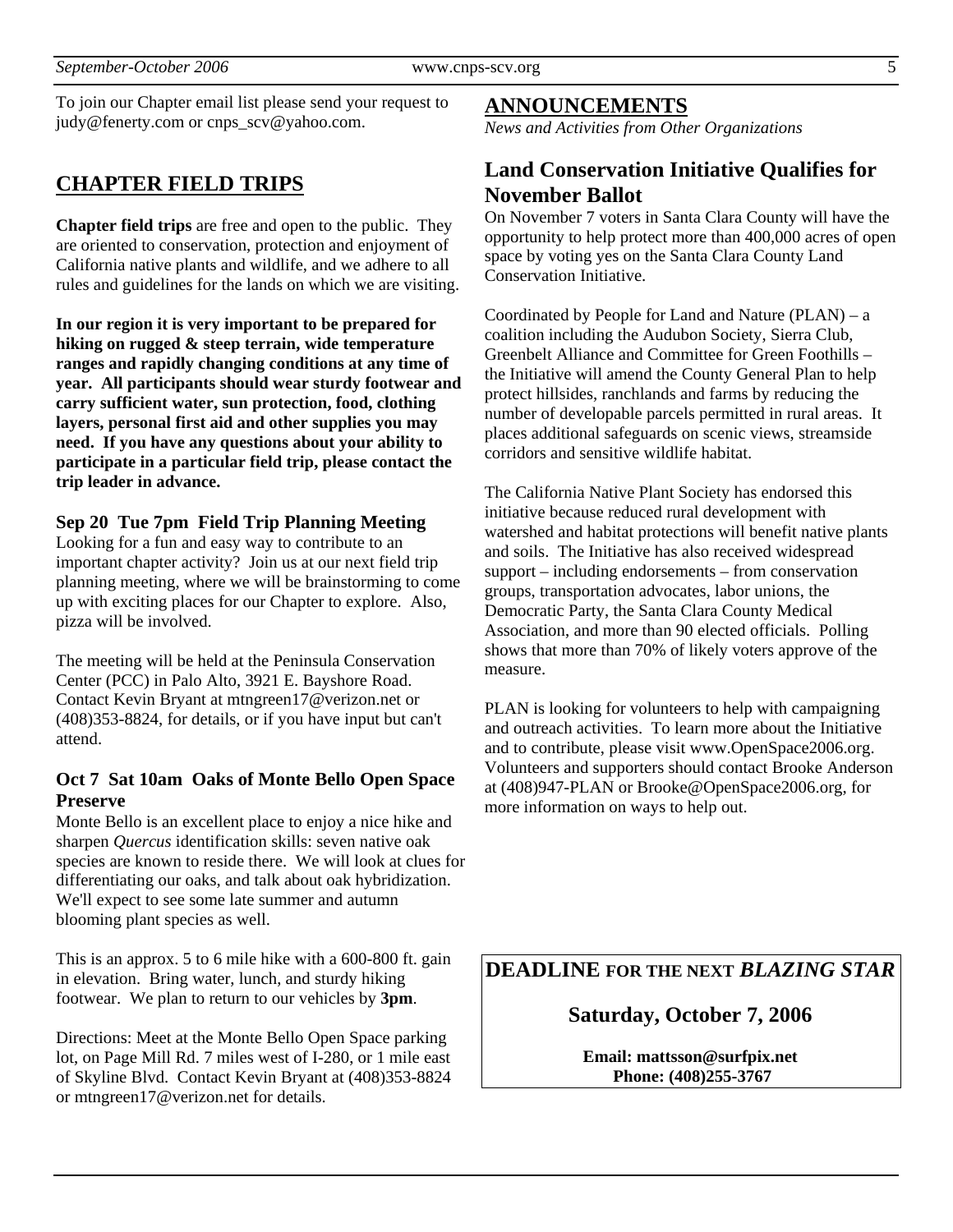To join our Chapter email list please send your request to judy@fenerty.com or cnps_scv@yahoo.com.

## CHAPTER FIELD TRIPS

**Chapter field trips** are free and open to the public. They are oriented to conservation, protection and enjoyment of California native plants and wildlife, and we adhere to all rules and guidelines for the lands on which we are visiting.

**In our region it is very important to be prepared for hiking on rugged & steep terrain, wide temperature ranges and rapidly changing conditions at any time of year. All participants should wear sturdy footwear and carry sufficient water, sun protection, food, clothing layers, personal first aid and other supplies you may need. If you have any questions about your ability to participate in a particular field trip, please contact the trip leader in advance.**

### Sep 20 Tue 7pm Field Trip Planning Meeting

Looking for a fun and easy way to contribute to an important chapter activity? Join us at our next field trip planning meeting, where we will be brainstorming to come up with exciting places for our Chapter to explore. Also, pizza will be involved.

The meeting will be held at the Peninsula Conservation Center (PCC) in Palo Alto, 3921 E. Bayshore Road. Contact Kevin Bryant at mtngreen17@verizon.net or (408)353-8824, for details, or if you have input but can't attend.

### Oct 7 Sat 10am Oaks of Monte Bello Open Space Preserve

Monte Bello is an excellent place to enjoy a nice hike and sharpen *Quercus* identification skills: seven native oak species are known to reside there. We will look at clues for differentiating our oaks, and talk about oak hybridization. We'll expect to see some late summer and autumn blooming plant species as well.

This is an approx. 5 to 6 mile hike with a 600-800 ft. gain in elevation. Bring water, lunch, and sturdy hiking footwear. We plan to return to our vehicles by **3pm**.

Directions: Meet at the Monte Bello Open Space parking lot, on Page Mill Rd. 7 miles west of I-280, or 1 mile east of Skyline Blvd. Contact Kevin Bryant at (408)353-8824 or mtngreen17@verizon.net for details.

## ANNOUNCEMENTS

*News and Activities from Other Organizations*

### Land Conservation Initiative Qualifies for November Ballot

On November 7 voters in Santa Clara County will have the opportunity to help protect more than 400,000 acres of open space by voting yes on the Santa Clara County Land Conservation Initiative.

Coordinated by People for Land and Nature (PLAN) – a coalition including the Audubon Society, Sierra Club, Greenbelt Alliance and Committee for Green Foothills – the Initiative will amend the County General Plan to help protect hillsides, ranchlands and farms by reducing the number of developable parcels permitted in rural areas. It places additional safeguards on scenic views, streamside corridors and sensitive wildlife habitat.

The California Native Plant Society has endorsed this initiative because reduced rural development with watershed and habitat protections will benefit native plants and soils. The Initiative has also received widespread support – including endorsements – from conservation groups, transportation advocates, labor unions, the Democratic Party, the Santa Clara County Medical Association, and more than 90 elected officials. Polling shows that more than 70% of likely voters approve of the measure.

PLAN is looking for volunteers to help with campaigning and outreach activities. To learn more about the Initiative and to contribute, please visit www.OpenSpace2006.org. Volunteers and supporters should contact Brooke Anderson at (408)947-PLAN or Brooke@OpenSpace2006.org, for more information on ways to help out.

**DEADLINE FOR THE NEXT *BLAZING STAR***

**Saturday, October 7, 2006**

**Email: mattsson@surfpix.net**
**Phone: (408)255-3767**